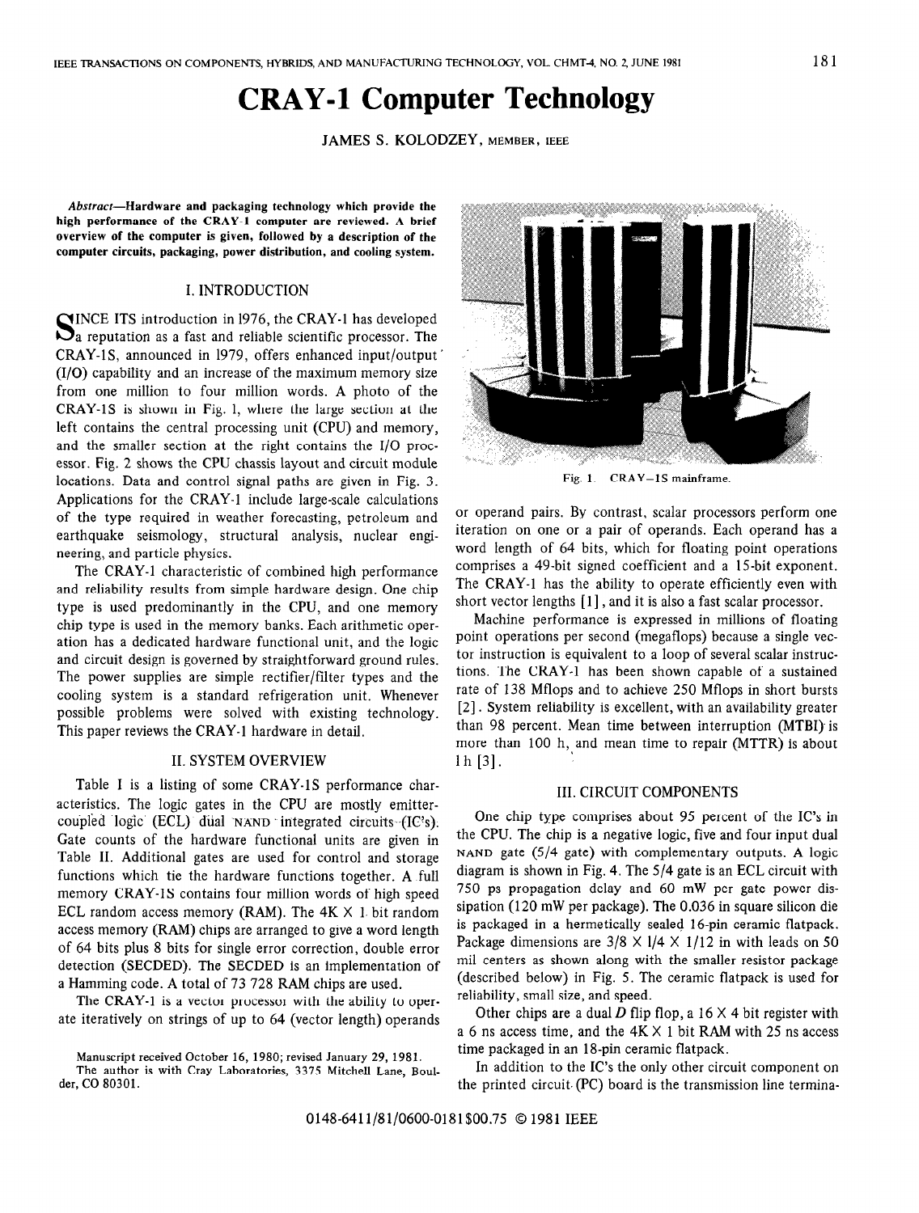# CRAY-1 Computer Technology

JAMES S. KOLODZEY, MEMBER, IEEE

***Abstract*—Hardware and packaging technology which provide the high performance of the CRAY-1 computer are reviewed. A brief overview of the computer is given, followed by a description of the computer circuits, packaging, power distribution, and cooling system.**

## I. INTRODUCTION

Since its introduction in 1976, the CRAY-1 has developed a reputation as a fast and reliable scientific processor. The CRAY-1S, announced in 1979, offers enhanced input/output (I/O) capability and an increase of the maximum memory size from one million to four million words. A photo of the CRAY-1S is shown in Fig. 1, where the large section at the left contains the central processing unit (CPU) and memory, and the smaller section at the right contains the I/O processor. Fig. 2 shows the CPU chassis layout and circuit module locations. Data and control signal paths are given in Fig. 3. Applications for the CRAY-1 include large-scale calculations of the type required in weather forecasting, petroleum and earthquake seismology, structural analysis, nuclear engineering, and particle physics.

The CRAY-1 characteristic of combined high performance and reliability results from simple hardware design. One chip type is used predominantly in the CPU, and one memory chip type is used in the memory banks. Each arithmetic operation has a dedicated hardware functional unit, and the logic and circuit design is governed by straightforward ground rules. The power supplies are simple rectifier/filter types and the cooling system is a standard refrigeration unit. Whenever possible problems were solved with existing technology. This paper reviews the CRAY-1 hardware in detail.

## II. SYSTEM OVERVIEW

Table I is a listing of some CRAY-1S performance characteristics. The logic gates in the CPU are mostly emitter-coupled logic (ECL) dual NAND integrated circuits (IC's). Gate counts of the hardware functional units are given in Table II. Additional gates are used for control and storage functions which tie the hardware functions together. A full memory CRAY-1S contains four million words of high speed ECL random access memory (RAM). The 4K × 1 bit random access memory (RAM) chips are arranged to give a word length of 64 bits plus 8 bits for single error correction, double error detection (SECDED). The SECDED is an implementation of a Hamming code. A total of 73 728 RAM chips are used.

The CRAY-1 is a vector processor with the ability to operate iteratively on strings of up to 64 (vector length) operands or operand pairs. By contrast, scalar processors perform one iteration on one or a pair of operands. Each operand has a word length of 64 bits, which for floating point operations comprises a 49-bit signed coefficient and a 15-bit exponent. The CRAY-1 has the ability to operate efficiently even with short vector lengths [1], and it is also a fast scalar processor.

Machine performance is expressed in millions of floating point operations per second (megaflops) because a single vector instruction is equivalent to a loop of several scalar instructions. The CRAY-1 has been shown capable of a sustained rate of 138 Mflops and to achieve 250 Mflops in short bursts [2]. System reliability is excellent, with an availability greater than 98 percent. Mean time between interruption (MTBI) is more than 100 h, and mean time to repair (MTTR) is about 1 h [3].

Manuscript received October 16, 1980; revised January 29, 1981.

The author is with Cray Laboratories, 3375 Mitchell Lane, Boulder, CO 80301.

Fig. 1. CRAY–1S mainframe.

## III. CIRCUIT COMPONENTS

One chip type comprises about 95 percent of the IC's in the CPU. The chip is a negative logic, five and four input dual NAND gate (5/4 gate) with complementary outputs. A logic diagram is shown in Fig. 4. The 5/4 gate is an ECL circuit with 750 ps propagation delay and 60 mW per gate power dissipation (120 mW per package). The 0.036 in square silicon die is packaged in a hermetically sealed 16-pin ceramic flatpack. Package dimensions are 3/8 × 1/4 × 1/12 in with leads on 50 mil centers as shown along with the smaller resistor package (described below) in Fig. 5. The ceramic flatpack is used for reliability, small size, and speed.

Other chips are a dual $D$ flip flop, a 16 × 4 bit register with a 6 ns access time, and the 4K × 1 bit RAM with 25 ns access time packaged in an 18-pin ceramic flatpack.

In addition to the IC's the only other circuit component on the printed circuit (PC) board is the transmission line termina-

0148-6411/81/0600-0181$00.75 © 1981 IEEE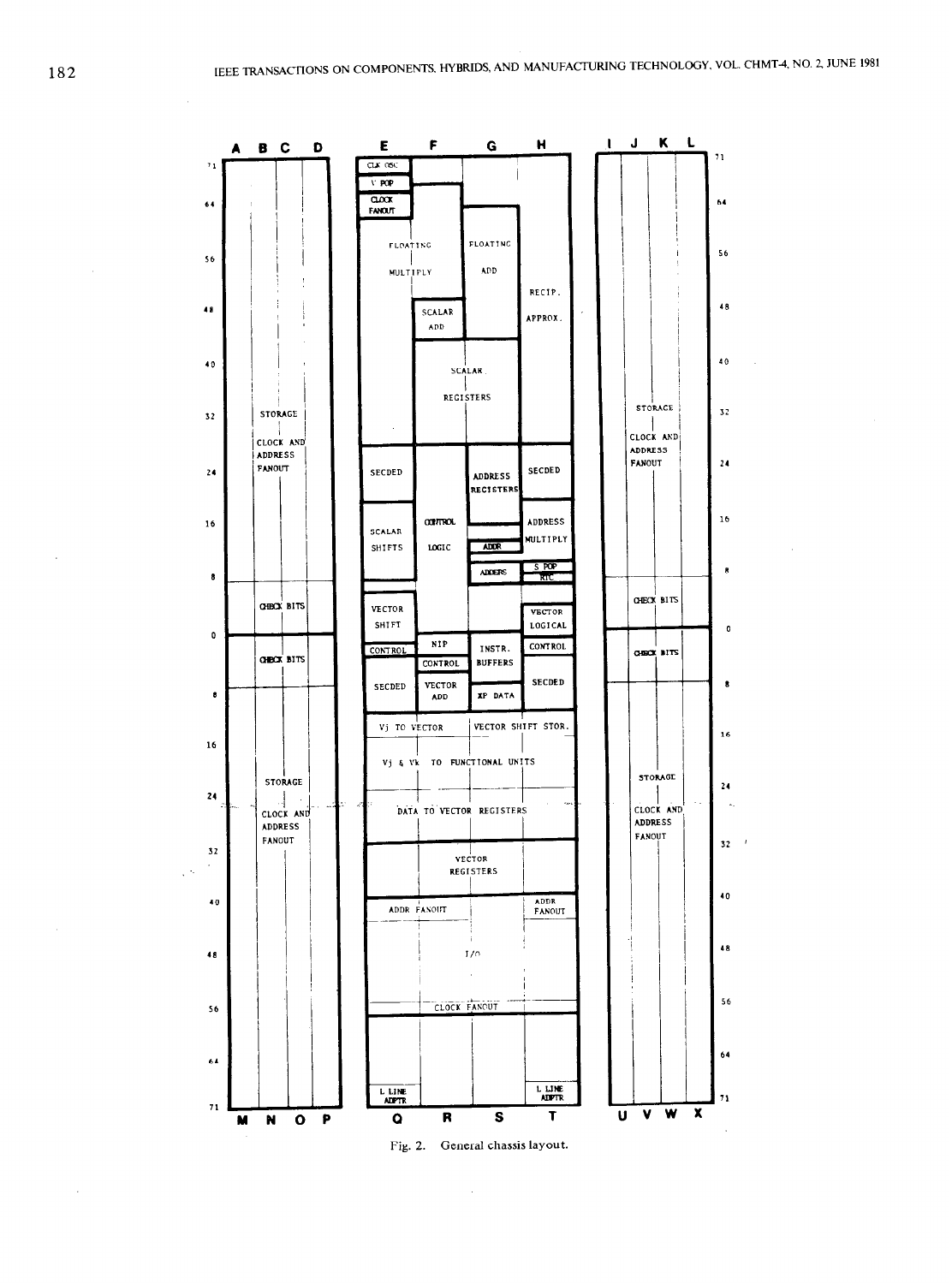Fig. 2. General chassis layout.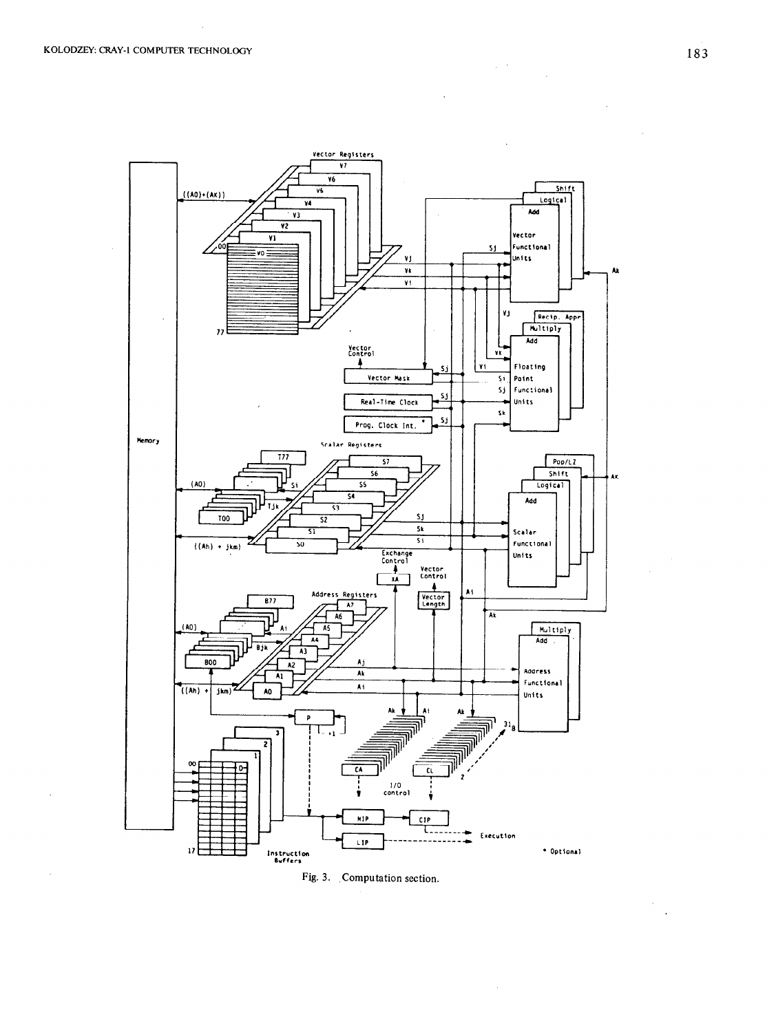Fig. 3. Computation section.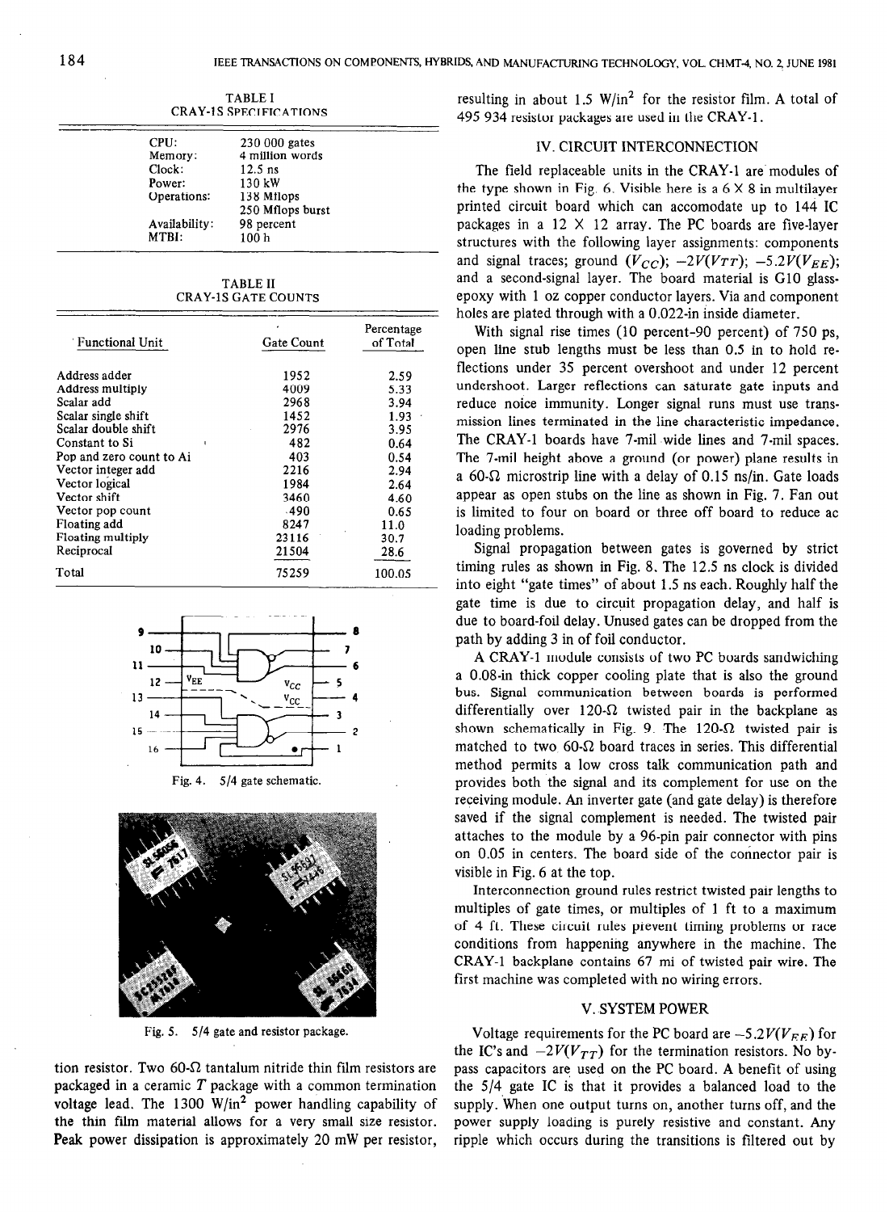TABLE I
CRAY-1S SPECIFICATIONS

| | |
|---|---|
| CPU: | 230 000 gates |
| Memory: | 4 million words |
| Clock: | 12.5 ns |
| Power: | 130 kW |
| Operations: | 138 Mflops<br>250 Mflops burst |
| Availability: | 98 percent |
| MTBI: | 100 h |

TABLE II
CRAY-1S GATE COUNTS

| Functional Unit | Gate Count | Percentage of Total |
|---|---|---|
| Address adder | 1952 | 2.59 |
| Address multiply | 4009 | 5.33 |
| Scalar add | 2968 | 3.94 |
| Scalar single shift | 1452 | 1.93 |
| Scalar double shift | 2976 | 3.95 |
| Constant to Si | 482 | 0.64 |
| Pop and zero count to Ai | 403 | 0.54 |
| Vector integer add | 2216 | 2.94 |
| Vector logical | 1984 | 2.64 |
| Vector shift | 3460 | 4.60 |
| Vector pop count | 490 | 0.65 |
| Floating add | 8247 | 11.0 |
| Floating multiply | 23116 | 30.7 |
| Reciprocal | 21504 | 28.6 |
| Total | 75259 | 100.05 |

Fig. 4. 5/4 gate schematic.

Fig. 5. 5/4 gate and resistor package.

tion resistor. Two 60-Ω tantalum nitride thin film resistors are packaged in a ceramic *T* package with a common termination voltage lead. The 1300 W/in$^2$ power handling capability of the thin film material allows for a very small size resistor. Peak power dissipation is approximately 20 mW per resistor, resulting in about 1.5 W/in$^2$ for the resistor film. A total of 495 934 resistor packages are used in the CRAY-1.

## IV. CIRCUIT INTERCONNECTION

The field replaceable units in the CRAY-1 are modules of the type shown in Fig. 6. Visible here is a 6 × 8 in multilayer printed circuit board which can accomodate up to 144 IC packages in a 12 × 12 array. The PC boards are five-layer structures with the following layer assignments: components and signal traces; ground ($V_{CC}$); $-2V(V_{TT})$; $-5.2V(V_{EE})$; and a second-signal layer. The board material is G10 glass-epoxy with 1 oz copper conductor layers. Via and component holes are plated through with a 0.022-in inside diameter.

With signal rise times (10 percent-90 percent) of 750 ps, open line stub lengths must be less than 0.5 in to hold reflections under 35 percent overshoot and under 12 percent undershoot. Larger reflections can saturate gate inputs and reduce noice immunity. Longer signal runs must use transmission lines terminated in the line characteristic impedance. The CRAY-1 boards have 7-mil wide lines and 7-mil spaces. The 7-mil height above a ground (or power) plane results in a 60-Ω microstrip line with a delay of 0.15 ns/in. Gate loads appear as open stubs on the line as shown in Fig. 7. Fan out is limited to four on board or three off board to reduce ac loading problems.

Signal propagation between gates is governed by strict timing rules as shown in Fig. 8. The 12.5 ns clock is divided into eight "gate times" of about 1.5 ns each. Roughly half the gate time is due to circuit propagation delay, and half is due to board-foil delay. Unused gates can be dropped from the path by adding 3 in of foil conductor.

A CRAY-1 module consists of two PC boards sandwiching a 0.08-in thick copper cooling plate that is also the ground bus. Signal communication between boards is performed differentially over 120-Ω twisted pair in the backplane as shown schematically in Fig. 9. The 120-Ω twisted pair is matched to two 60-Ω board traces in series. This differential method permits a low cross talk communication path and provides both the signal and its complement for use on the receiving module. An inverter gate (and gate delay) is therefore saved if the signal complement is needed. The twisted pair attaches to the module by a 96-pin pair connector with pins on 0.05 in centers. The board side of the connector pair is visible in Fig. 6 at the top.

Interconnection ground rules restrict twisted pair lengths to multiples of gate times, or multiples of 1 ft to a maximum of 4 ft. These circuit rules prevent timing problems or race conditions from happening anywhere in the machine. The CRAY-1 backplane contains 67 mi of twisted pair wire. The first machine was completed with no wiring errors.

## V. SYSTEM POWER

Voltage requirements for the PC board are $-5.2V(V_{EE})$ for the IC's and $-2V(V_{TT})$ for the termination resistors. No bypass capacitors are used on the PC board. A benefit of using the 5/4 gate IC is that it provides a balanced load to the supply. When one output turns on, another turns off, and the power supply loading is purely resistive and constant. Any ripple which occurs during the transitions is filtered out by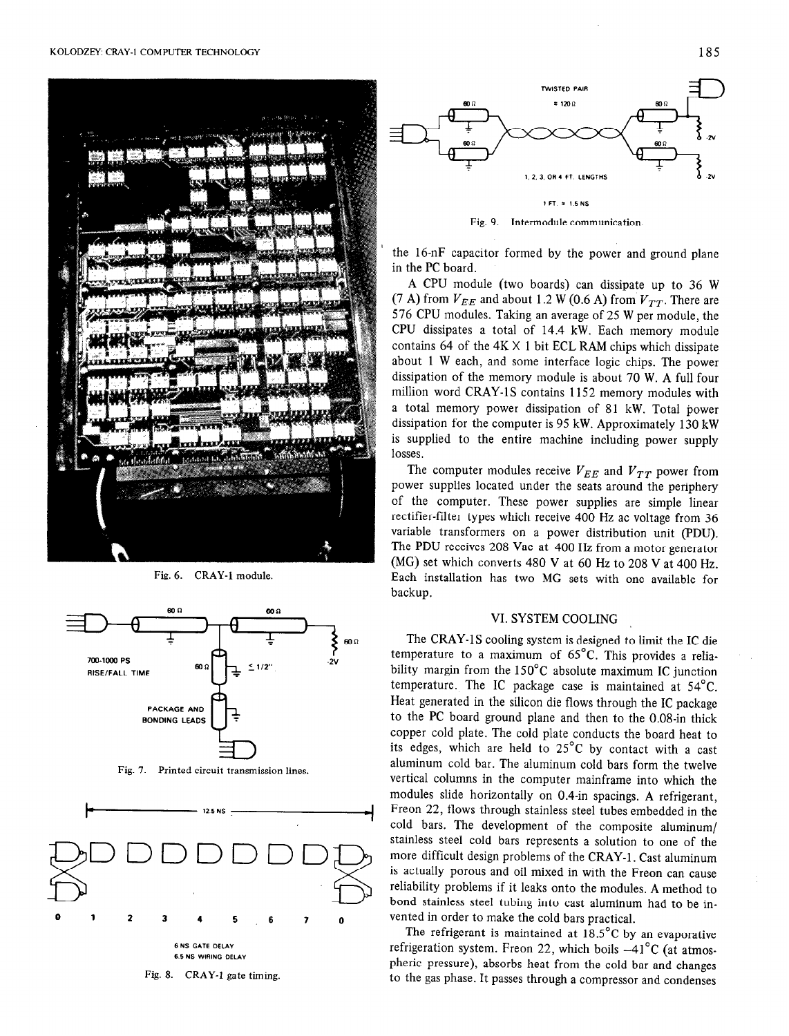Fig. 6. CRAY-1 module.

Fig. 7. Printed circuit transmission lines.

Fig. 8. CRAY-1 gate timing.

Fig. 9. Intermodule communication.

the 16-nF capacitor formed by the power and ground plane in the PC board.

A CPU module (two boards) can dissipate up to 36 W (7 A) from $V_{EE}$ and about 1.2 W (0.6 A) from $V_{TT}$. There are 576 CPU modules. Taking an average of 25 W per module, the CPU dissipates a total of 14.4 kW. Each memory module contains 64 of the 4K × 1 bit ECL RAM chips which dissipate about 1 W each, and some interface logic chips. The power dissipation of the memory module is about 70 W. A full four million word CRAY-1S contains 1152 memory modules with a total memory power dissipation of 81 kW. Total power dissipation for the computer is 95 kW. Approximately 130 kW is supplied to the entire machine including power supply losses.

The computer modules receive $V_{EE}$ and $V_{TT}$ power from power supplies located under the seats around the periphery of the computer. These power supplies are simple linear rectifier-filter types which receive 400 Hz ac voltage from 36 variable transformers on a power distribution unit (PDU). The PDU receives 208 Vac at 400 Hz from a motor generator (MG) set which converts 480 V at 60 Hz to 208 V at 400 Hz. Each installation has two MG sets with one available for backup.

## VI. SYSTEM COOLING

The CRAY-1S cooling system is designed to limit the IC die temperature to a maximum of 65°C. This provides a reliability margin from the 150°C absolute maximum IC junction temperature. The IC package case is maintained at 54°C. Heat generated in the silicon die flows through the IC package to the PC board ground plane and then to the 0.08-in thick copper cold plate. The cold plate conducts the board heat to its edges, which are held to 25°C by contact with a cast aluminum cold bar. The aluminum cold bars form the twelve vertical columns in the computer mainframe into which the modules slide horizontally on 0.4-in spacings. A refrigerant, Freon 22, flows through stainless steel tubes embedded in the cold bars. The development of the composite aluminum/stainless steel cold bars represents a solution to one of the more difficult design problems of the CRAY-1. Cast aluminum is actually porous and oil mixed in with the Freon can cause reliability problems if it leaks onto the modules. A method to bond stainless steel tubing into cast aluminum had to be invented in order to make the cold bars practical.

The refrigerant is maintained at 18.5°C by an evaporative refrigeration system. Freon 22, which boils −41°C (at atmospheric pressure), absorbs heat from the cold bar and changes to the gas phase. It passes through a compressor and condenses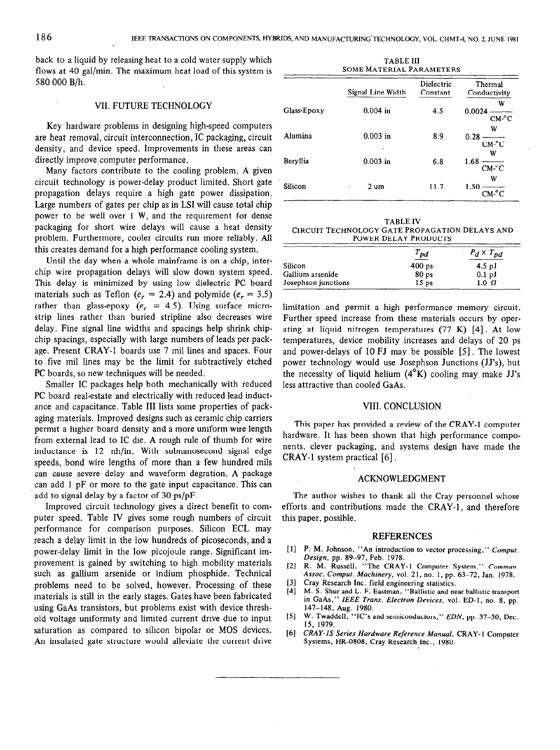back to a liquid by releasing heat to a cold water supply which flows at 40 gal/min. The maximum heat load of this system is 580 000 B/h.

## VII. FUTURE TECHNOLOGY

Key hardware problems in designing high-speed computers are heat removal, circuit interconnection, IC packaging, circuit density, and device speed. Improvements in these areas can directly improve computer performance.

Many factors contribute to the cooling problem. A given circuit technology is power-delay product limited. Short gate propagation delays require a high gate power dissipation. Large numbers of gates per chip as in LSI will cause total chip power to be well over 1 W, and the requirement for dense packaging for short wire delays will cause a heat density problem. Furthermore, cooler circuits run more reliably. All this creates demand for a high performance cooling system.

Until the day when a whole mainframe is on a chip, inter-chip wire propagation delays will slow down system speed. This delay is minimized by using low dielectric PC board materials such as Teflon ($e_r$ = 2.4) and polymide ($e_r$ = 3.5) rather than glass-epoxy ($e_r$ = 4.5). Using surface micro-strip lines rather than buried stripline also decreases wire delay. Fine signal line widths and spacings help shrink chip-chip spacings, especially with large numbers of leads per package. Present CRAY-1 boards use 7 mil lines and spaces. Four to five mil lines may be the limit for subtractively etched PC boards, so new techniques will be needed.

Smaller IC packages help both mechanically with reduced PC board real-estate and electrically with reduced lead inductance and capacitance. Table III lists some properties of packaging materials. Improved designs such as ceramic chip carriers permit a higher board density and a more uniform wire length from external lead to IC die. A rough rule of thumb for wire inductance is 12 nh/in. With subnanosecond signal edge speeds, bond wire lengths of more than a few hundred mils can cause severe delay and waveform degration. A package can add 1 pF or more to the gate input capacitance. This can add to signal delay by a factor of 30 ps/pF.

Improved circuit technology gives a direct benefit to computer speed. Table IV gives some rough numbers of circuit performance for comparison purposes. Silicon ECL may reach a delay limit in the low hundreds of picoseconds, and a power-delay limit in the low picojoule range. Significant improvement is gained by switching to high mobility materials such as gallium arsenide or indium phosphide. Technical problems need to be solved, however. Processing of these materials is still in the early stages. Gates have been fabricated using GaAs transistors, but problems exist with device threshold voltage uniformity and limited current drive due to input saturation as compared to silicon bipolar or MOS devices. An insulated gate structure would alleviate the current drive limitation and permit a high performance memory circuit. Further speed increase from these materials occurs by operating at liquid nitrogen temperatures (77 K) [4]. At low temperatures, device mobility increases and delays of 20 ps and power-delays of 10 FJ may be possible [5]. The lowest power technology would use Josephson Junctions (JJ's), but the necessity of liquid helium (4°K) cooling may make JJ's less attractive than cooled GaAs.

TABLE III
SOME MATERIAL PARAMETERS

| | Signal Line Width | Dielectric Constant | Thermal Conductivity |
|---|---|---|---|
| Glass-Epoxy | 0.004 in | 4.5 | 0.0024 $\frac{W}{CM\text{-}°C}$ |
| Alumina | 0.003 in | 8.9 | 0.28 $\frac{W}{CM\text{-}°C}$ |
| Beryllia | 0.003 in | 6.8 | 1.68 $\frac{W}{CM\text{-}°C}$ |
| Silicon | 2 um | 11.7 | 1.50 $\frac{W}{CM\text{-}°C}$ |

TABLE IV
CIRCUIT TECHNOLOGY GATE PROPAGATION DELAYS AND POWER DELAY PRODUCTS

| | $T_{pd}$ | $P_d \times T_{pd}$ |
|---|---|---|
| Silicon | 400 ps | 4.5 pJ |
| Gallium arsenide | 80 ps | 0.1 pJ |
| Josephson junctions | 15 ps | 1.0 fJ |

## VIII. CONCLUSION

This paper has provided a review of the CRAY-1 computer hardware. It has been shown that high performance components, clever packaging, and systems design have made the CRAY-1 system practical [6].

## ACKNOWLEDGMENT

The author wishes to thank all the Cray personnel whose efforts and contributions made the CRAY-1, and therefore this paper, possible.

## REFERENCES

[1] P. M. Johnson, "An introduction to vector processing," *Comput. Design*, pp. 89–97, Feb. 1978.

[2] R. M. Russell, "The CRAY-1 Computer System," *Commun. Assoc. Comput. Machinery*, vol. 21, no. 1, pp. 63–72, Jan. 1978.

[3] Cray Research Inc. field engineering statistics.

[4] M. S. Shur and L. F. Eastman, "Ballistic and near ballistic transport in GaAs," *IEEE Trans. Electron Devices*, vol. ED-1, no. 8, pp. 147–148, Aug. 1980.

[5] W. Twaddell, "IC's and semiconductors," *EDN*, pp. 37–50, Dec. 15, 1979.

[6] *CRAY-1S Series Hardware Reference Manual*, CRAY-1 Computer Systems, HR-0808, Cray Research Inc., 1980.